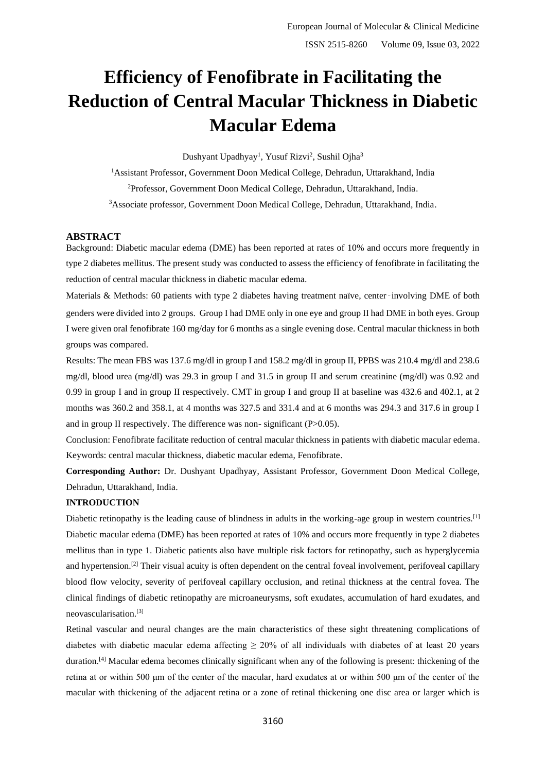# Efficiency of Fenofibrate in Facilitating the Reduction of Central Macular Thickness in Diabetic Macular Edema

Dushyant Upadhyay[1], Yusuf Rizvi[2], Sushil Ojha[3]

[1]Assistant Professor, Government Doon Medical College, Dehradun, Uttarakhand, India

[2]Professor, Government Doon Medical College, Dehradun, Uttarakhand, India.

[3]Associate professor, Government Doon Medical College, Dehradun, Uttarakhand, India.

## ABSTRACT

Background: Diabetic macular edema (DME) has been reported at rates of 10% and occurs more frequently in type 2 diabetes mellitus. The present study was conducted to assess the efficiency of fenofibrate in facilitating the reduction of central macular thickness in diabetic macular edema.

Materials & Methods: 60 patients with type 2 diabetes having treatment naïve, center-involving DME of both genders were divided into 2 groups. Group I had DME only in one eye and group II had DME in both eyes. Group I were given oral fenofibrate 160 mg/day for 6 months as a single evening dose. Central macular thickness in both groups was compared.

Results: The mean FBS was 137.6 mg/dl in group I and 158.2 mg/dl in group II, PPBS was 210.4 mg/dl and 238.6 mg/dl, blood urea (mg/dl) was 29.3 in group I and 31.5 in group II and serum creatinine (mg/dl) was 0.92 and 0.99 in group I and in group II respectively. CMT in group I and group II at baseline was 432.6 and 402.1, at 2 months was 360.2 and 358.1, at 4 months was 327.5 and 331.4 and at 6 months was 294.3 and 317.6 in group I and in group II respectively. The difference was non- significant ($P>0.05$).

Conclusion: Fenofibrate facilitate reduction of central macular thickness in patients with diabetic macular edema.

Keywords: central macular thickness, diabetic macular edema, Fenofibrate.

**Corresponding Author:** Dr. Dushyant Upadhyay, Assistant Professor, Government Doon Medical College, Dehradun, Uttarakhand, India.

## INTRODUCTION

Diabetic retinopathy is the leading cause of blindness in adults in the working-age group in western countries.[1] Diabetic macular edema (DME) has been reported at rates of 10% and occurs more frequently in type 2 diabetes mellitus than in type 1. Diabetic patients also have multiple risk factors for retinopathy, such as hyperglycemia and hypertension.[2] Their visual acuity is often dependent on the central foveal involvement, perifoveal capillary blood flow velocity, severity of perifoveal capillary occlusion, and retinal thickness at the central fovea. The clinical findings of diabetic retinopathy are microaneurysms, soft exudates, accumulation of hard exudates, and neovascularisation.[3]

Retinal vascular and neural changes are the main characteristics of these sight threatening complications of diabetes with diabetic macular edema affecting ≥ 20% of all individuals with diabetes of at least 20 years duration.[4] Macular edema becomes clinically significant when any of the following is present: thickening of the retina at or within 500 μm of the center of the macular, hard exudates at or within 500 μm of the center of the macular with thickening of the adjacent retina or a zone of retinal thickening one disc area or larger which is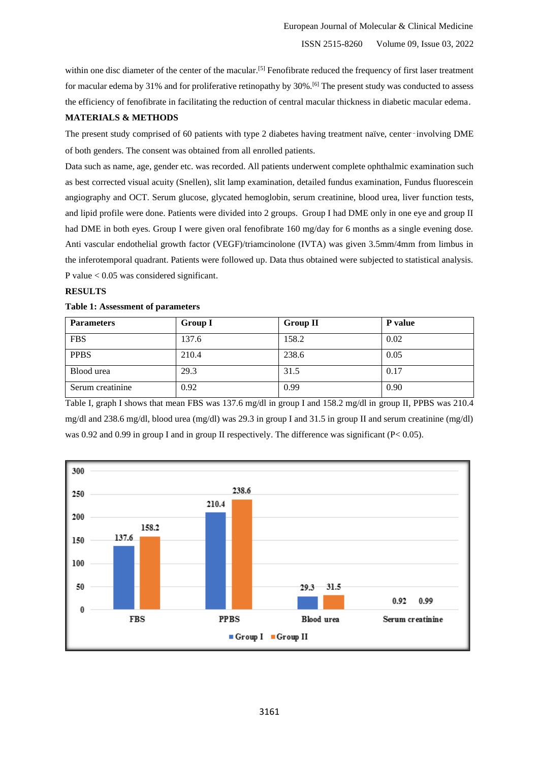within one disc diameter of the center of the macular.[5] Fenofibrate reduced the frequency of first laser treatment for macular edema by 31% and for proliferative retinopathy by 30%.[6] The present study was conducted to assess the efficiency of fenofibrate in facilitating the reduction of central macular thickness in diabetic macular edema.

## MATERIALS & METHODS

The present study comprised of 60 patients with type 2 diabetes having treatment naïve, center‑involving DME of both genders. The consent was obtained from all enrolled patients.

Data such as name, age, gender etc. was recorded. All patients underwent complete ophthalmic examination such as best corrected visual acuity (Snellen), slit lamp examination, detailed fundus examination, Fundus fluorescein angiography and OCT. Serum glucose, glycated hemoglobin, serum creatinine, blood urea, liver function tests, and lipid profile were done. Patients were divided into 2 groups. Group I had DME only in one eye and group II had DME in both eyes. Group I were given oral fenofibrate 160 mg/day for 6 months as a single evening dose. Anti vascular endothelial growth factor (VEGF)/triamcinolone (IVTA) was given 3.5mm/4mm from limbus in the inferotemporal quadrant. Patients were followed up. Data thus obtained were subjected to statistical analysis. P value < 0.05 was considered significant.

## RESULTS

**Table 1: Assessment of parameters**

| Parameters | Group I | Group II | P value |
|---|---|---|---|
| FBS | 137.6 | 158.2 | 0.02 |
| PPBS | 210.4 | 238.6 | 0.05 |
| Blood urea | 29.3 | 31.5 | 0.17 |
| Serum creatinine | 0.92 | 0.99 | 0.90 |

Table I, graph I shows that mean FBS was 137.6 mg/dl in group I and 158.2 mg/dl in group II, PPBS was 210.4 mg/dl and 238.6 mg/dl, blood urea (mg/dl) was 29.3 in group I and 31.5 in group II and serum creatinine (mg/dl) was 0.92 and 0.99 in group I and in group II respectively. The difference was significant (P< 0.05).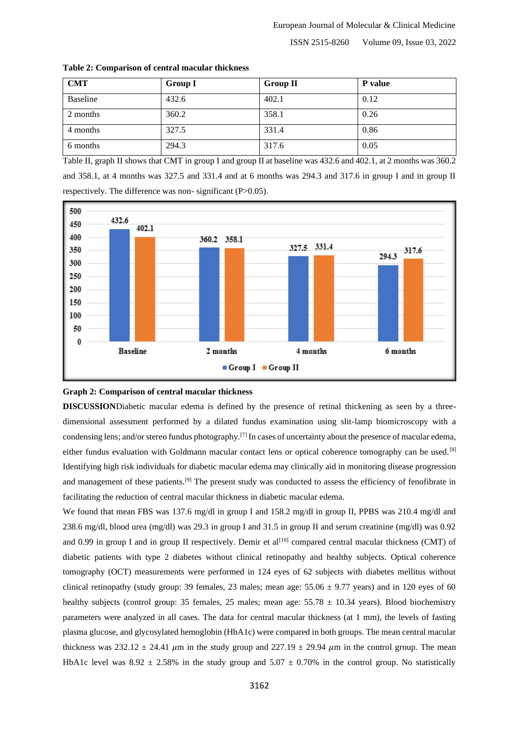**Table 2: Comparison of central macular thickness**

| CMT | Group I | Group II | P value |
|---|---|---|---|
| Baseline | 432.6 | 402.1 | 0.12 |
| 2 months | 360.2 | 358.1 | 0.26 |
| 4 months | 327.5 | 331.4 | 0.86 |
| 6 months | 294.3 | 317.6 | 0.05 |

Table II, graph II shows that CMT in group I and group II at baseline was 432.6 and 402.1, at 2 months was 360.2 and 358.1, at 4 months was 327.5 and 331.4 and at 6 months was 294.3 and 317.6 in group I and in group II respectively. The difference was non- significant (P>0.05).

**Graph 2: Comparison of central macular thickness**

**DISCUSSION**Diabetic macular edema is defined by the presence of retinal thickening as seen by a three-dimensional assessment performed by a dilated fundus examination using slit-lamp biomicroscopy with a condensing lens; and/or stereo fundus photography.[7] In cases of uncertainty about the presence of macular edema, either fundus evaluation with Goldmann macular contact lens or optical coherence tomography can be used.[8] Identifying high risk individuals for diabetic macular edema may clinically aid in monitoring disease progression and management of these patients.[9] The present study was conducted to assess the efficiency of fenofibrate in facilitating the reduction of central macular thickness in diabetic macular edema.

We found that mean FBS was 137.6 mg/dl in group I and 158.2 mg/dl in group II, PPBS was 210.4 mg/dl and 238.6 mg/dl, blood urea (mg/dl) was 29.3 in group I and 31.5 in group II and serum creatinine (mg/dl) was 0.92 and 0.99 in group I and in group II respectively. Demir et al[10] compared central macular thickness (CMT) of diabetic patients with type 2 diabetes without clinical retinopathy and healthy subjects. Optical coherence tomography (OCT) measurements were performed in 124 eyes of 62 subjects with diabetes mellitus without clinical retinopathy (study group: 39 females, 23 males; mean age: 55.06 ± 9.77 years) and in 120 eyes of 60 healthy subjects (control group: 35 females, 25 males; mean age: 55.78 ± 10.34 years). Blood biochemistry parameters were analyzed in all cases. The data for central macular thickness (at 1 mm), the levels of fasting plasma glucose, and glycosylated hemoglobin (HbA1c) were compared in both groups. The mean central macular thickness was 232.12 ± 24.41 $\mu$m in the study group and 227.19 ± 29.94 $\mu$m in the control group. The mean HbA1c level was 8.92 ± 2.58% in the study group and 5.07 ± 0.70% in the control group. No statistically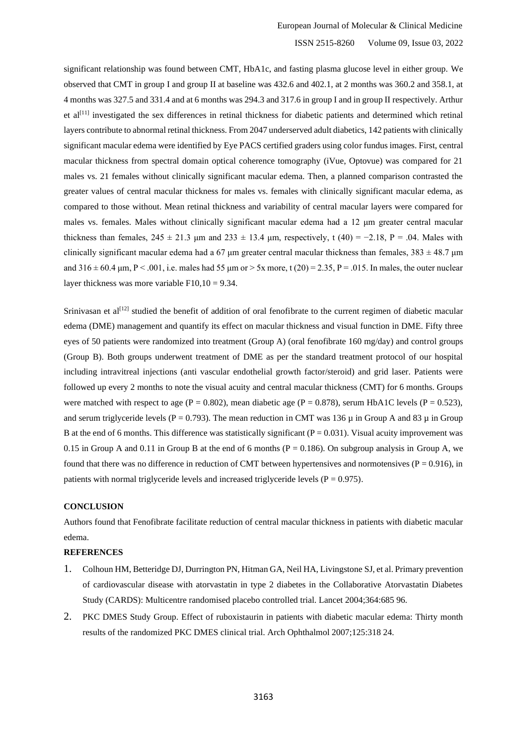significant relationship was found between CMT, HbA1c, and fasting plasma glucose level in either group. We observed that CMT in group I and group II at baseline was 432.6 and 402.1, at 2 months was 360.2 and 358.1, at 4 months was 327.5 and 331.4 and at 6 months was 294.3 and 317.6 in group I and in group II respectively. Arthur et al[11] investigated the sex differences in retinal thickness for diabetic patients and determined which retinal layers contribute to abnormal retinal thickness. From 2047 underserved adult diabetics, 142 patients with clinically significant macular edema were identified by Eye PACS certified graders using color fundus images. First, central macular thickness from spectral domain optical coherence tomography (iVue, Optovue) was compared for 21 males vs. 21 females without clinically significant macular edema. Then, a planned comparison contrasted the greater values of central macular thickness for males vs. females with clinically significant macular edema, as compared to those without. Mean retinal thickness and variability of central macular layers were compared for males vs. females. Males without clinically significant macular edema had a 12 μm greater central macular thickness than females, $245 \pm 21.3$ μm and $233 \pm 13.4$ μm, respectively, $t(40) = -2.18$, $P = .04$. Males with clinically significant macular edema had a 67 μm greater central macular thickness than females, $383 \pm 48.7$ μm and $316 \pm 60.4$ μm, $P < .001$, i.e. males had 55 μm or > 5x more, $t(20) = 2.35$, $P = .015$. In males, the outer nuclear layer thickness was more variable $F_{10,10} = 9.34$.

Srinivasan et al[12] studied the benefit of addition of oral fenofibrate to the current regimen of diabetic macular edema (DME) management and quantify its effect on macular thickness and visual function in DME. Fifty three eyes of 50 patients were randomized into treatment (Group A) (oral fenofibrate 160 mg/day) and control groups (Group B). Both groups underwent treatment of DME as per the standard treatment protocol of our hospital including intravitreal injections (anti vascular endothelial growth factor/steroid) and grid laser. Patients were followed up every 2 months to note the visual acuity and central macular thickness (CMT) for 6 months. Groups were matched with respect to age ($P = 0.802$), mean diabetic age ($P = 0.878$), serum HbA1C levels ($P = 0.523$), and serum triglyceride levels ($P = 0.793$). The mean reduction in CMT was 136 μ in Group A and 83 μ in Group B at the end of 6 months. This difference was statistically significant ($P = 0.031$). Visual acuity improvement was 0.15 in Group A and 0.11 in Group B at the end of 6 months ($P = 0.186$). On subgroup analysis in Group A, we found that there was no difference in reduction of CMT between hypertensives and normotensives ($P = 0.916$), in patients with normal triglyceride levels and increased triglyceride levels ($P = 0.975$).

## CONCLUSION

Authors found that Fenofibrate facilitate reduction of central macular thickness in patients with diabetic macular edema.

## REFERENCES

1. Colhoun HM, Betteridge DJ, Durrington PN, Hitman GA, Neil HA, Livingstone SJ, et al. Primary prevention of cardiovascular disease with atorvastatin in type 2 diabetes in the Collaborative Atorvastatin Diabetes Study (CARDS): Multicentre randomised placebo controlled trial. Lancet 2004;364:685 96.
2. PKC DMES Study Group. Effect of ruboxistaurin in patients with diabetic macular edema: Thirty month results of the randomized PKC DMES clinical trial. Arch Ophthalmol 2007;125:318 24.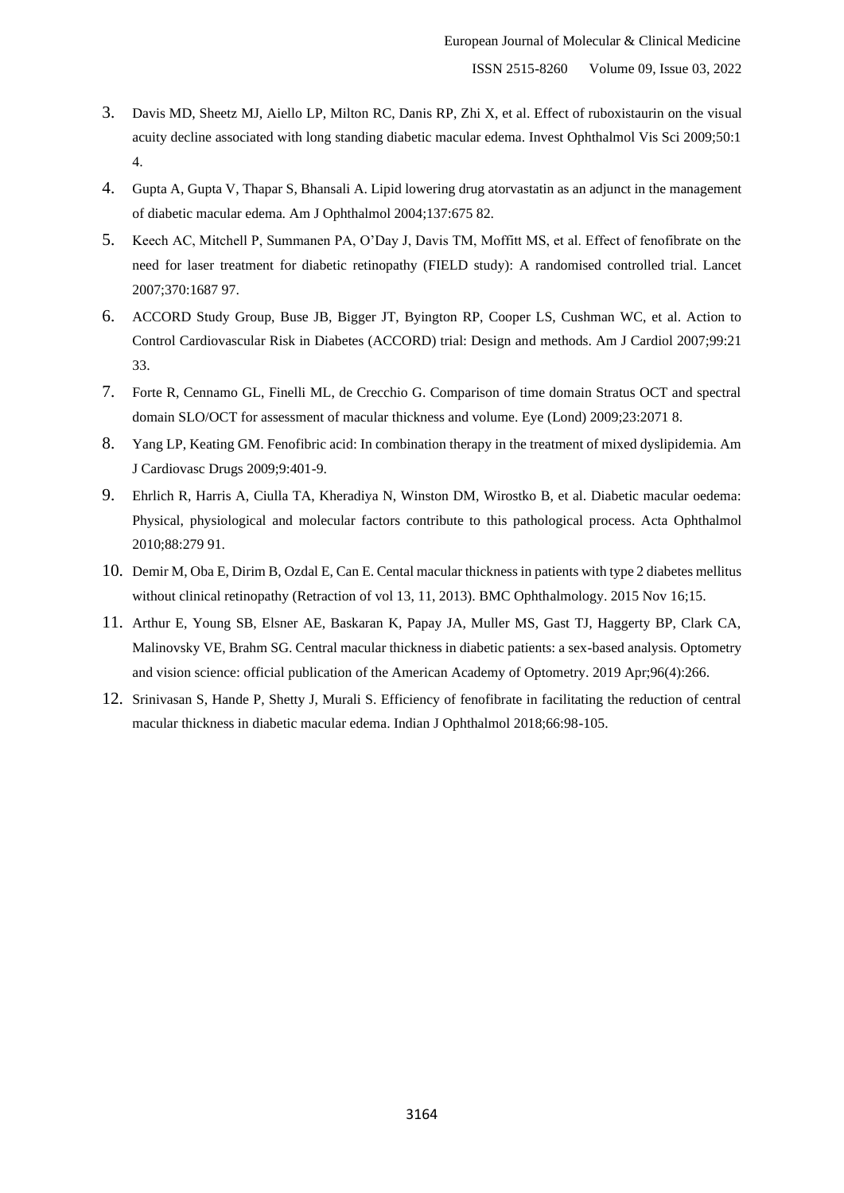3. Davis MD, Sheetz MJ, Aiello LP, Milton RC, Danis RP, Zhi X, et al. Effect of ruboxistaurin on the visual acuity decline associated with long standing diabetic macular edema. Invest Ophthalmol Vis Sci 2009;50:1 4.
4. Gupta A, Gupta V, Thapar S, Bhansali A. Lipid lowering drug atorvastatin as an adjunct in the management of diabetic macular edema. Am J Ophthalmol 2004;137:675 82.
5. Keech AC, Mitchell P, Summanen PA, O'Day J, Davis TM, Moffitt MS, et al. Effect of fenofibrate on the need for laser treatment for diabetic retinopathy (FIELD study): A randomised controlled trial. Lancet 2007;370:1687 97.
6. ACCORD Study Group, Buse JB, Bigger JT, Byington RP, Cooper LS, Cushman WC, et al. Action to Control Cardiovascular Risk in Diabetes (ACCORD) trial: Design and methods. Am J Cardiol 2007;99:21 33.
7. Forte R, Cennamo GL, Finelli ML, de Crecchio G. Comparison of time domain Stratus OCT and spectral domain SLO/OCT for assessment of macular thickness and volume. Eye (Lond) 2009;23:2071 8.
8. Yang LP, Keating GM. Fenofibric acid: In combination therapy in the treatment of mixed dyslipidemia. Am J Cardiovasc Drugs 2009;9:401-9.
9. Ehrlich R, Harris A, Ciulla TA, Kheradiya N, Winston DM, Wirostko B, et al. Diabetic macular oedema: Physical, physiological and molecular factors contribute to this pathological process. Acta Ophthalmol 2010;88:279 91.
10. Demir M, Oba E, Dirim B, Ozdal E, Can E. Cental macular thickness in patients with type 2 diabetes mellitus without clinical retinopathy (Retraction of vol 13, 11, 2013). BMC Ophthalmology. 2015 Nov 16;15.
11. Arthur E, Young SB, Elsner AE, Baskaran K, Papay JA, Muller MS, Gast TJ, Haggerty BP, Clark CA, Malinovsky VE, Brahm SG. Central macular thickness in diabetic patients: a sex-based analysis. Optometry and vision science: official publication of the American Academy of Optometry. 2019 Apr;96(4):266.
12. Srinivasan S, Hande P, Shetty J, Murali S. Efficiency of fenofibrate in facilitating the reduction of central macular thickness in diabetic macular edema. Indian J Ophthalmol 2018;66:98-105.